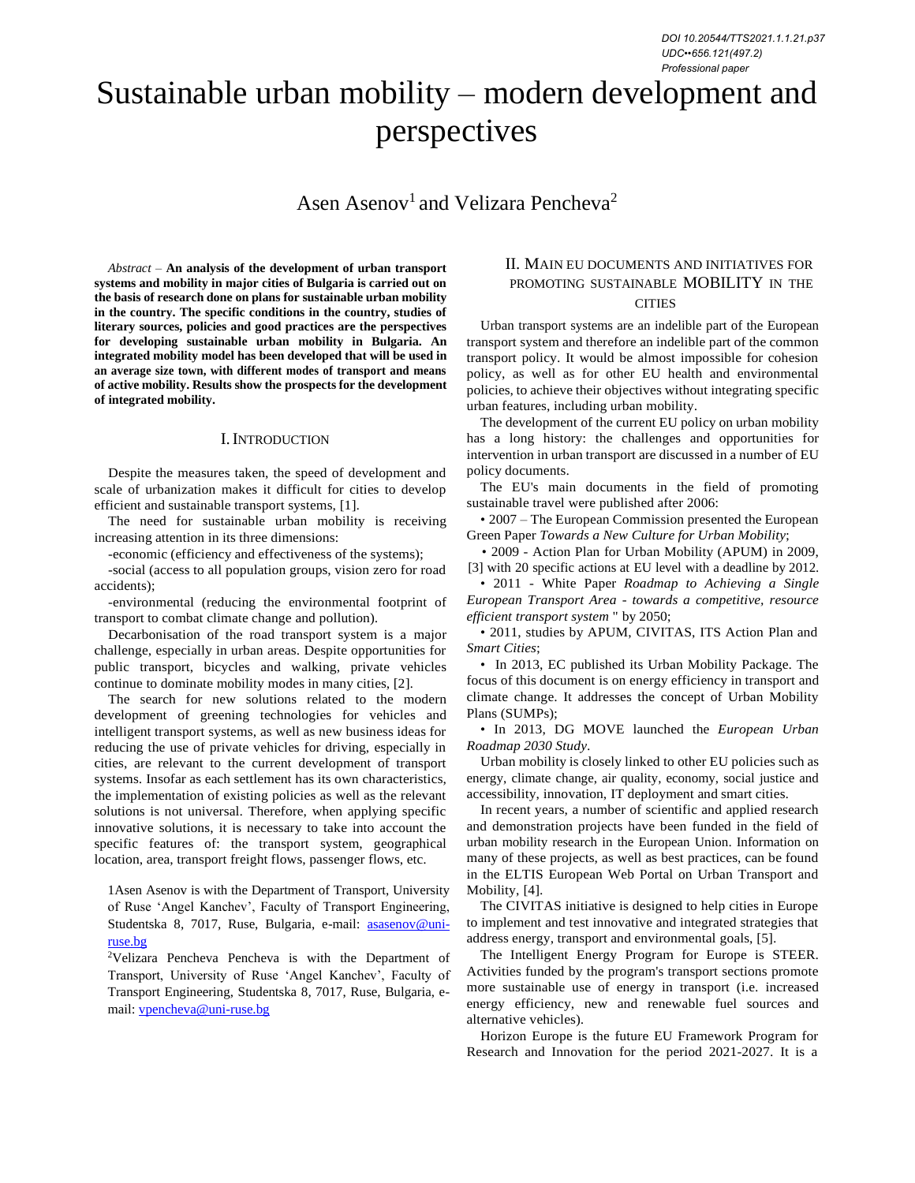DOI 10.20544/TTS2021.1.1.21.p37
UDC••656.121(497.2)
Professional paper

# Sustainable urban mobility – modern development and perspectives

Asen Asenov[1] and Velizara Pencheva[2]

*Abstract* – **An analysis of the development of urban transport systems and mobility in major cities of Bulgaria is carried out on the basis of research done on plans for sustainable urban mobility in the country. The specific conditions in the country, studies of literary sources, policies and good practices are the perspectives for developing sustainable urban mobility in Bulgaria. An integrated mobility model has been developed that will be used in an average size town, with different modes of transport and means of active mobility. Results show the prospects for the development of integrated mobility.**

## I. Introduction

Despite the measures taken, the speed of development and scale of urbanization makes it difficult for cities to develop efficient and sustainable transport systems, [1].

The need for sustainable urban mobility is receiving increasing attention in its three dimensions:

-economic (efficiency and effectiveness of the systems);

-social (access to all population groups, vision zero for road accidents);

-environmental (reducing the environmental footprint of transport to combat climate change and pollution).

Decarbonisation of the road transport system is a major challenge, especially in urban areas. Despite opportunities for public transport, bicycles and walking, private vehicles continue to dominate mobility modes in many cities, [2].

The search for new solutions related to the modern development of greening technologies for vehicles and intelligent transport systems, as well as new business ideas for reducing the use of private vehicles for driving, especially in cities, are relevant to the current development of transport systems. Insofar as each settlement has its own characteristics, the implementation of existing policies as well as the relevant solutions is not universal. Therefore, when applying specific innovative solutions, it is necessary to take into account the specific features of: the transport system, geographical location, area, transport freight flows, passenger flows, etc.

1Asen Asenov is with the Department of Transport, University of Ruse 'Angel Kanchev', Faculty of Transport Engineering, Studentska 8, 7017, Ruse, Bulgaria, e-mail: asasenov@uni-ruse.bg

2Velizara Pencheva Pencheva is with the Department of Transport, University of Ruse 'Angel Kanchev', Faculty of Transport Engineering, Studentska 8, 7017, Ruse, Bulgaria, e-mail: vpencheva@uni-ruse.bg

## II. Main EU documents and initiatives for promoting sustainable mobility in the cities

Urban transport systems are an indelible part of the European transport system and therefore an indelible part of the common transport policy. It would be almost impossible for cohesion policy, as well as for other EU health and environmental policies, to achieve their objectives without integrating specific urban features, including urban mobility.

The development of the current EU policy on urban mobility has a long history: the challenges and opportunities for intervention in urban transport are discussed in a number of EU policy documents.

The EU's main documents in the field of promoting sustainable travel were published after 2006:

- 2007 – The European Commission presented the European Green Paper *Towards a New Culture for Urban Mobility*;
- 2009 - Action Plan for Urban Mobility (APUM) in 2009, [3] with 20 specific actions at EU level with a deadline by 2012.
- 2011 - White Paper *Roadmap to Achieving a Single European Transport Area - towards a competitive, resource efficient transport system* " by 2050;
- 2011, studies by APUM, CIVITAS, ITS Action Plan and *Smart Cities*;
- In 2013, EC published its Urban Mobility Package. The focus of this document is on energy efficiency in transport and climate change. It addresses the concept of Urban Mobility Plans (SUMPs);
- In 2013, DG MOVE launched the *European Urban Roadmap 2030 Study*.

Urban mobility is closely linked to other EU policies such as energy, climate change, air quality, economy, social justice and accessibility, innovation, IT deployment and smart cities.

In recent years, a number of scientific and applied research and demonstration projects have been funded in the field of urban mobility research in the European Union. Information on many of these projects, as well as best practices, can be found in the ELTIS European Web Portal on Urban Transport and Mobility, [4].

The CIVITAS initiative is designed to help cities in Europe to implement and test innovative and integrated strategies that address energy, transport and environmental goals, [5].

The Intelligent Energy Program for Europe is STEER. Activities funded by the program's transport sections promote more sustainable use of energy in transport (i.e. increased energy efficiency, new and renewable fuel sources and alternative vehicles).

Horizon Europe is the future EU Framework Program for Research and Innovation for the period 2021-2027. It is a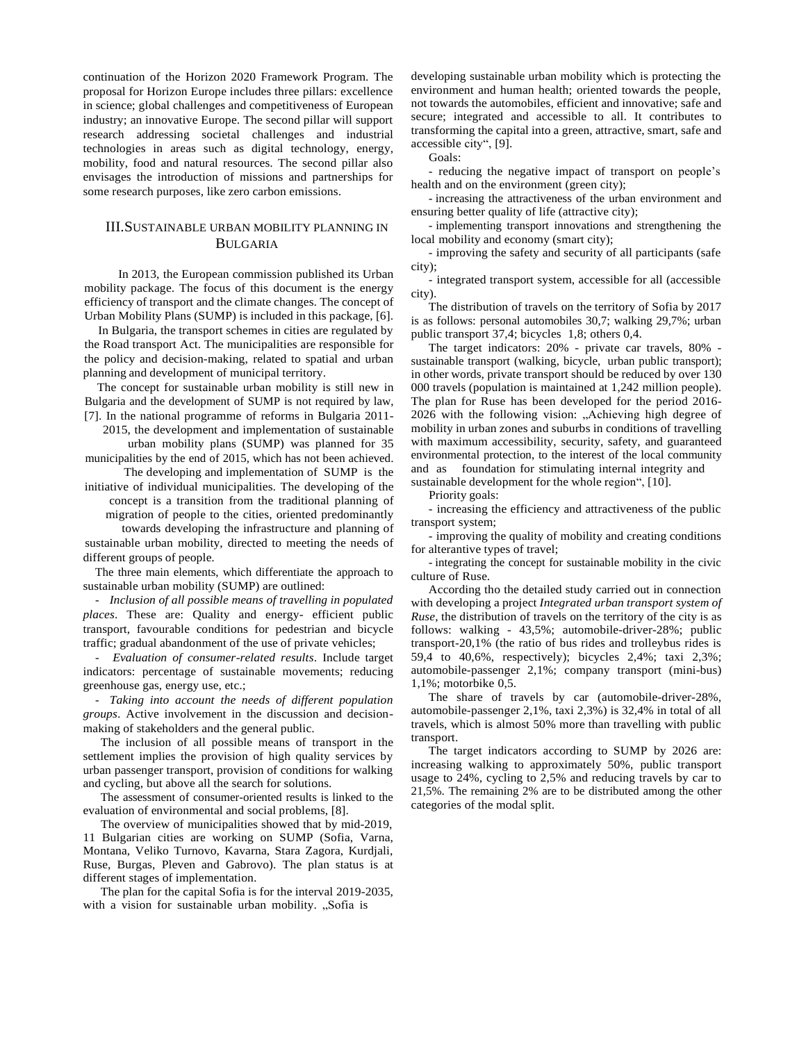continuation of the Horizon 2020 Framework Program. The proposal for Horizon Europe includes three pillars: excellence in science; global challenges and competitiveness of European industry; an innovative Europe. The second pillar will support research addressing societal challenges and industrial technologies in areas such as digital technology, energy, mobility, food and natural resources. The second pillar also envisages the introduction of missions and partnerships for some research purposes, like zero carbon emissions.

## III. Sustainable urban mobility planning in Bulgaria

In 2013, the European commission published its Urban mobility package. The focus of this document is the energy efficiency of transport and the climate changes. The concept of Urban Mobility Plans (SUMP) is included in this package, [6].

In Bulgaria, the transport schemes in cities are regulated by the Road transport Act. The municipalities are responsible for the policy and decision-making, related to spatial and urban planning and development of municipal territory.

The concept for sustainable urban mobility is still new in Bulgaria and the development of SUMP is not required by law, [7]. In the national programme of reforms in Bulgaria 2011-2015, the development and implementation of sustainable urban mobility plans (SUMP) was planned for 35 municipalities by the end of 2015, which has not been achieved.

The developing and implementation of SUMP is the initiative of individual municipalities. The developing of the concept is a transition from the traditional planning of migration of people to the cities, oriented predominantly towards developing the infrastructure and planning of sustainable urban mobility, directed to meeting the needs of different groups of people.

The three main elements, which differentiate the approach to sustainable urban mobility (SUMP) are outlined:

- *Inclusion of all possible means of travelling in populated places*. These are: Quality and energy- efficient public transport, favourable conditions for pedestrian and bicycle traffic; gradual abandonment of the use of private vehicles;
- *Evaluation of consumer-related results*. Include target indicators: percentage of sustainable movements; reducing greenhouse gas, energy use, etc.;
- *Taking into account the needs of different population groups*. Active involvement in the discussion and decision-making of stakeholders and the general public.

The inclusion of all possible means of transport in the settlement implies the provision of high quality services by urban passenger transport, provision of conditions for walking and cycling, but above all the search for solutions.

The assessment of consumer-oriented results is linked to the evaluation of environmental and social problems, [8].

The overview of municipalities showed that by mid-2019, 11 Bulgarian cities are working on SUMP (Sofia, Varna, Montana, Veliko Turnovo, Kavarna, Stara Zagora, Kurdjali, Ruse, Burgas, Pleven and Gabrovo). The plan status is at different stages of implementation.

The plan for the capital Sofia is for the interval 2019-2035, with a vision for sustainable urban mobility. „Sofia is developing sustainable urban mobility which is protecting the environment and human health; oriented towards the people, not towards the automobiles, efficient and innovative; safe and secure; integrated and accessible to all. It contributes to transforming the capital into a green, attractive, smart, safe and accessible city“, [9].

Goals:

- reducing the negative impact of transport on people's health and on the environment (green city);
- increasing the attractiveness of the urban environment and ensuring better quality of life (attractive city);
- implementing transport innovations and strengthening the local mobility and economy (smart city);
- improving the safety and security of all participants (safe city);
- integrated transport system, accessible for all (accessible city).

The distribution of travels on the territory of Sofia by 2017 is as follows: personal automobiles 30,7; walking 29,7%; urban public transport 37,4; bicycles 1,8; others 0,4.

The target indicators: 20% - private car travels, 80% - sustainable transport (walking, bicycle, urban public transport); in other words, private transport should be reduced by over 130 000 travels (population is maintained at 1,242 million people). The plan for Ruse has been developed for the period 2016-2026 with the following vision: „Achieving high degree of mobility in urban zones and suburbs in conditions of travelling with maximum accessibility, security, safety, and guaranteed environmental protection, to the interest of the local community and as foundation for stimulating internal integrity and sustainable development for the whole region“, [10].

Priority goals:

- increasing the efficiency and attractiveness of the public transport system;
- improving the quality of mobility and creating conditions for alterantive types of travel;
- integrating the concept for sustainable mobility in the civic culture of Ruse.

According tho the detailed study carried out in connection with developing a project *Integrated urban transport system of Ruse*, the distribution of travels on the territory of the city is as follows: walking - 43,5%; automobile-driver-28%; public transport-20,1% (the ratio of bus rides and trolleybus rides is 59,4 to 40,6%, respectively); bicycles 2,4%; taxi 2,3%; automobile-passenger 2,1%; company transport (mini-bus) 1,1%; motorbike 0,5.

The share of travels by car (automobile-driver-28%, automobile-passenger 2,1%, taxi 2,3%) is 32,4% in total of all travels, which is almost 50% more than travelling with public transport.

The target indicators according to SUMP by 2026 are: increasing walking to approximately 50%, public transport usage to 24%, cycling to 2,5% and reducing travels by car to 21,5%. The remaining 2% are to be distributed among the other categories of the modal split.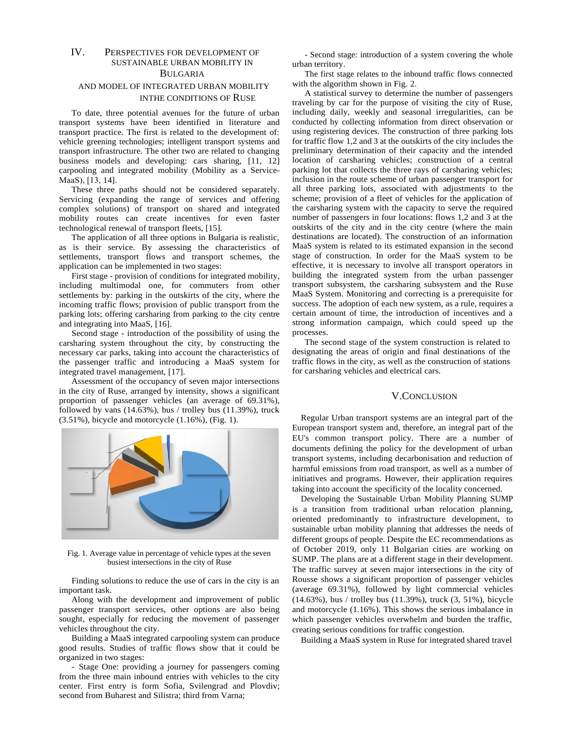## IV. Perspectives for Development of Sustainable Urban Mobility in Bulgaria and Model of Integrated Urban Mobility inthe Conditions of Ruse

To date, three potential avenues for the future of urban transport systems have been identified in literature and transport practice. The first is related to the development of: vehicle greening technologies; intelligent transport systems and transport infrastructure. The other two are related to changing business models and developing: cars sharing, [11, 12] carpooling and integrated mobility (Mobility as a Service-MaaS), [13, 14].

These three paths should not be considered separately. Servicing (expanding the range of services and offering complex solutions) of transport on shared and integrated mobility routes can create incentives for even faster technological renewal of transport fleets, [15].

The application of all three options in Bulgaria is realistic, as is their service. By assessing the characteristics of settlements, transport flows and transport schemes, the application can be implemented in two stages:

First stage - provision of conditions for integrated mobility, including multimodal one, for commuters from other settlements by: parking in the outskirts of the city, where the incoming traffic flows; provision of public transport from the parking lots; offering carsharing from parking to the city centre and integrating into MaaS, [16].

Second stage - introduction of the possibility of using the carsharing system throughout the city, by constructing the necessary car parks, taking into account the characteristics of the passenger traffic and introducing a MaaS system for integrated travel management, [17].

Assessment of the occupancy of seven major intersections in the city of Ruse, arranged by intensity, shows a significant proportion of passenger vehicles (an average of 69.31%), followed by vans (14.63%), bus / trolley bus (11.39%), truck (3.51%), bicycle and motorcycle (1.16%), (Fig. 1).

Fig. 1. Average value in percentage of vehicle types at the seven busiest intersections in the city of Ruse

Finding solutions to reduce the use of cars in the city is an important task.

Along with the development and improvement of public passenger transport services, other options are also being sought, especially for reducing the movement of passenger vehicles throughout the city.

Building a MaaS integrated carpooling system can produce good results. Studies of traffic flows show that it could be organized in two stages:

- Stage One: providing a journey for passengers coming from the three main inbound entries with vehicles to the city center. First entry is form Sofia, Svilengrad and Plovdiv; second from Buharest and Silistra; third from Varna;

- Second stage: introduction of a system covering the whole urban territory.

The first stage relates to the inbound traffic flows connected with the algorithm shown in Fig. 2.

A statistical survey to determine the number of passengers traveling by car for the purpose of visiting the city of Ruse, including daily, weekly and seasonal irregularities, can be conducted by collecting information from direct observation or using registering devices. The construction of three parking lots for traffic flow 1,2 and 3 at the outskirts of the city includes the preliminary determination of their capacity and the intended location of carsharing vehicles; construction of a central parking lot that collects the three rays of carsharing vehicles; inclusion in the route scheme of urban passenger transport for all three parking lots, associated with adjustments to the scheme; provision of a fleet of vehicles for the application of the carsharing system with the capacity to serve the required number of passengers in four locations: flows 1,2 and 3 at the outskirts of the city and in the city centre (where the main destinations are located). The construction of an information MaaS system is related to its estimated expansion in the second stage of construction. In order for the MaaS system to be effective, it is necessary to involve all transport operators in building the integrated system from the urban passenger transport subsystem, the carsharing subsystem and the Ruse MaaS System. Monitoring and correcting is a prerequisite for success. The adoption of each new system, as a rule, requires a certain amount of time, the introduction of incentives and a strong information campaign, which could speed up the processes.

The second stage of the system construction is related to designating the areas of origin and final destinations of the traffic flows in the city, as well as the construction of stations for carsharing vehicles and electrical cars.

## V. Conclusion

Regular Urban transport systems are an integral part of the European transport system and, therefore, an integral part of the EU's common transport policy. There are a number of documents defining the policy for the development of urban transport systems, including decarbonisation and reduction of harmful emissions from road transport, as well as a number of initiatives and programs. However, their application requires taking into account the specificity of the locality concerned.

Developing the Sustainable Urban Mobility Planning SUMP is a transition from traditional urban relocation planning, oriented predominantly to infrastructure development, to sustainable urban mobility planning that addresses the needs of different groups of people. Despite the EC recommendations as of October 2019, only 11 Bulgarian cities are working on SUMP. The plans are at a different stage in their development. The traffic survey at seven major intersections in the city of Rousse shows a significant proportion of passenger vehicles (average 69.31%), followed by light commercial vehicles (14.63%), bus / trolley bus (11.39%), truck (3, 51%), bicycle and motorcycle (1.16%). This shows the serious imbalance in which passenger vehicles overwhelm and burden the traffic, creating serious conditions for traffic congestion.

Building a MaaS system in Ruse for integrated shared travel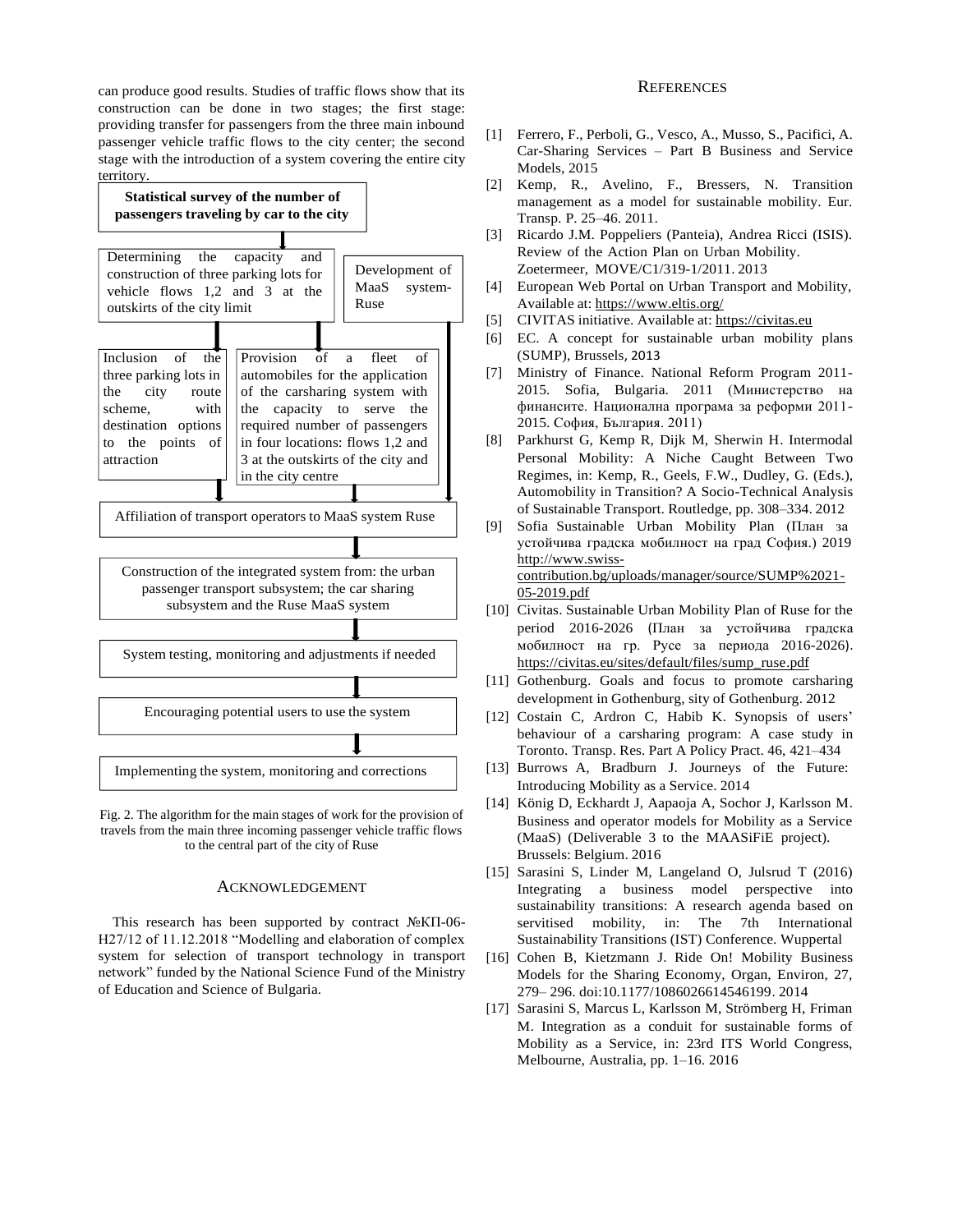can produce good results. Studies of traffic flows show that its construction can be done in two stages; the first stage: providing transfer for passengers from the three main inbound passenger vehicle traffic flows to the city center; the second stage with the introduction of a system covering the entire city territory.

**Statistical survey of the number of passengers traveling by car to the city**

Determining the capacity and construction of three parking lots for vehicle flows 1,2 and 3 at the outskirts of the city limit

Development of MaaS system-Ruse

Inclusion of the three parking lots in the city route scheme, with destination options to the points of attraction

Provision of a fleet of automobiles for the application of the carsharing system with the capacity to serve the required number of passengers in four locations: flows 1,2 and 3 at the outskirts of the city and in the city centre

Affiliation of transport operators to MaaS system Ruse

Construction of the integrated system from: the urban passenger transport subsystem; the car sharing subsystem and the Ruse MaaS system

System testing, monitoring and adjustments if needed

Encouraging potential users to use the system

Implementing the system, monitoring and corrections

Fig. 2. The algorithm for the main stages of work for the provision of travels from the main three incoming passenger vehicle traffic flows to the central part of the city of Ruse

## Acknowledgement

This research has been supported by contract №КП-06-Н27/12 of 11.12.2018 "Modelling and elaboration of complex system for selection of transport technology in transport network" funded by the National Science Fund of the Ministry of Education and Science of Bulgaria.

## References

[1] Ferrero, F., Perboli, G., Vesco, A., Musso, S., Pacifici, A. Car-Sharing Services – Part B Business and Service Models, 2015

[2] Kemp, R., Avelino, F., Bressers, N. Transition management as a model for sustainable mobility. Eur. Transp. P. 25–46. 2011.

[3] Ricardo J.M. Poppeliers (Panteia), Andrea Ricci (ISIS). Review of the Action Plan on Urban Mobility. Zoetermeer, MOVE/C1/319-1/2011. 2013

[4] European Web Portal on Urban Transport and Mobility, Available at: https://www.eltis.org/

[5] CIVITAS initiative. Available at: https://civitas.eu

[6] EC. A concept for sustainable urban mobility plans (SUMP), Brussels, 2013

[7] Ministry of Finance. National Reform Program 2011-2015. Sofia, Bulgaria. 2011 (Министерство на финансите. Национална програма за реформи 2011-2015. София, България. 2011)

[8] Parkhurst G, Kemp R, Dijk M, Sherwin H. Intermodal Personal Mobility: A Niche Caught Between Two Regimes, in: Kemp, R., Geels, F.W., Dudley, G. (Eds.), Automobility in Transition? A Socio-Technical Analysis of Sustainable Transport. Routledge, pp. 308–334. 2012

[9] Sofia Sustainable Urban Mobility Plan (План за устойчива градска мобилност на град София.) 2019 http://www.swiss-contribution.bg/uploads/manager/source/SUMP%2021-05-2019.pdf

[10] Civitas. Sustainable Urban Mobility Plan of Ruse for the period 2016-2026 (План за устойчива градска мобилност на гр. Русе за периода 2016-2026). https://civitas.eu/sites/default/files/sump_ruse.pdf

[11] Gothenburg. Goals and focus to promote carsharing development in Gothenburg, sity of Gothenburg. 2012

[12] Costain C, Ardron C, Habib K. Synopsis of users' behaviour of a carsharing program: A case study in Toronto. Transp. Res. Part A Policy Pract. 46, 421–434

[13] Burrows A, Bradburn J. Journeys of the Future: Introducing Mobility as a Service. 2014

[14] König D, Eckhardt J, Aapaoja A, Sochor J, Karlsson M. Business and operator models for Mobility as a Service (MaaS) (Deliverable 3 to the MAASiFiE project). Brussels: Belgium. 2016

[15] Sarasini S, Linder M, Langeland O, Julsrud T (2016) Integrating a business model perspective into sustainability transitions: A research agenda based on servitised mobility, in: The 7th International Sustainability Transitions (IST) Conference. Wuppertal

[16] Cohen B, Kietzmann J. Ride On! Mobility Business Models for the Sharing Economy, Organ, Environ, 27, 279– 296. doi:10.1177/1086026614546199. 2014

[17] Sarasini S, Marcus L, Karlsson M, Strömberg H, Friman M. Integration as a conduit for sustainable forms of Mobility as a Service, in: 23rd ITS World Congress, Melbourne, Australia, pp. 1–16. 2016